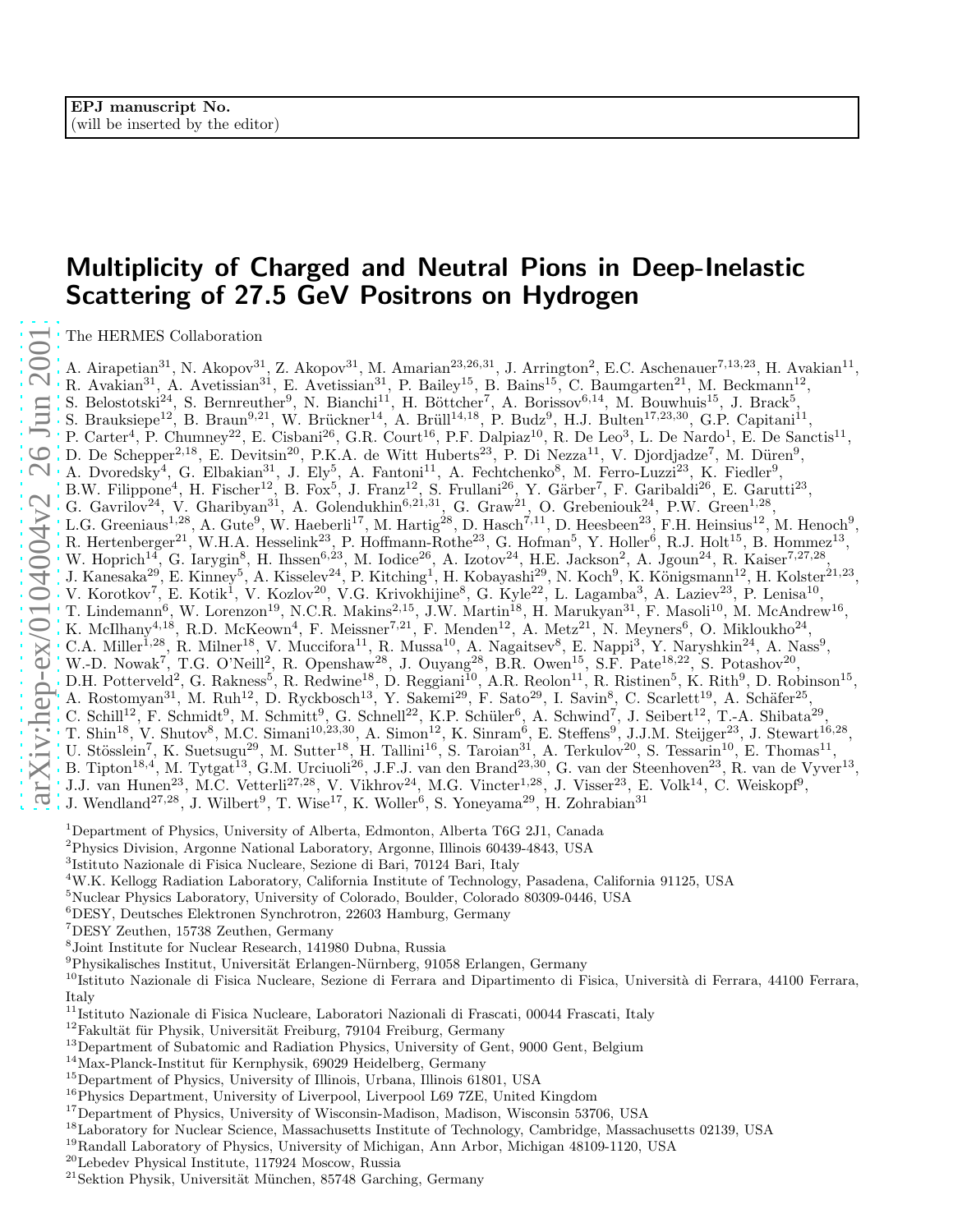EPJ manuscript No.
(will be inserted by the editor)

# Multiplicity of Charged and Neutral Pions in Deep-Inelastic Scattering of 27.5 GeV Positrons on Hydrogen

The HERMES Collaboration

A. Airapetian[31], N. Akopov[31], Z. Akopov[31], M. Amarian[23,26,31], J. Arrington[2], E.C. Aschenauer[7,13,23], H. Avakian[11], R. Avakian[31], A. Avetissian[31], E. Avetissian[31], P. Bailey[15], B. Bains[15], C. Baumgarten[21], M. Beckmann[12], S. Belostotski[24], S. Bernreuther[9], N. Bianchi[11], H. Böttcher[7], A. Borissov[6,14], M. Bouwhuis[15], J. Brack[5], S. Brauksiepe[12], B. Braun[9,21], W. Brückner[14], A. Brüll[14,18], P. Budz[9], H.J. Bulten[17,23,30], G.P. Capitani[11], P. Carter[4], P. Chumney[22], E. Cisbani[26], G.R. Court[16], P.F. Dalpiaz[10], R. De Leo[3], L. De Nardo[1], E. De Sanctis[11], D. De Schepper[2,18], E. Devitsin[20], P.K.A. de Witt Huberts[23], P. Di Nezza[11], V. Djordjadze[7], M. Düren[9], A. Dvoredsky[4], G. Elbakian[31], J. Ely[5], A. Fantoni[11], A. Fechtchenko[8], M. Ferro-Luzzi[23], K. Fiedler[9], B.W. Filippone[4], H. Fischer[12], B. Fox[5], J. Franz[12], S. Frullani[26], Y. Gärber[7], F. Garibaldi[26], E. Garutti[23], G. Gavrilov[24], V. Gharibyan[31], A. Golendukhin[6,21,31], G. Graw[21], O. Grebeniouk[24], P.W. Green[1,28], L.G. Greeniaus[1,28], A. Gute[9], W. Haeberli[17], M. Hartig[28], D. Hasch[7,11], D. Heesbeen[23], F.H. Heinsius[12], M. Henoch[9], R. Hertenberger[21], W.H.A. Hesselink[23], P. Hoffmann-Rothe[23], G. Hofman[5], Y. Holler[6], R.J. Holt[15], B. Hommez[13], W. Hoprich[14], G. Iarygin[8], H. Ihssen[6,23], M. Iodice[26], A. Izotov[24], H.E. Jackson[2], A. Jgoun[24], R. Kaiser[7,27,28], J. Kanesaka[29], E. Kinney[5], A. Kisselev[24], P. Kitching[1], H. Kobayashi[29], N. Koch[9], K. Königsmann[12], H. Kolster[21,23], V. Korotkov[7], E. Kotik[1], V. Kozlov[20], V.G. Krivokhijine[8], G. Kyle[22], L. Lagamba[3], A. Laziev[23], P. Lenisa[10], T. Lindemann[6], W. Lorenzon[19], N.C.R. Makins[2,15], J.W. Martin[18], H. Marukyan[31], F. Masoli[10], M. McAndrew[16], K. McIlhany[4,18], R.D. McKeown[4], F. Meissner[7,21], F. Menden[12], A. Metz[21], N. Meyners[6], O. Mikloukho[24], C.A. Miller[1,28], R. Milner[18], V. Muccifora[11], R. Mussa[10], A. Nagaitsev[8], E. Nappi[3], Y. Naryshkin[24], A. Nass[9], W.-D. Nowak[7], T.G. O'Neill[2], R. Openshaw[28], J. Ouyang[28], B.R. Owen[15], S.F. Pate[18,22], S. Potashov[20], D.H. Potterveld[2], G. Rakness[5], R. Redwine[18], D. Reggiani[10], A.R. Reolon[11], R. Ristinen[5], K. Rith[9], D. Robinson[15], A. Rostomyan[31], M. Ruh[12], D. Ryckbosch[13], Y. Sakemi[29], F. Sato[29], I. Savin[8], C. Scarlett[19], A. Schäfer[25], C. Schill[12], F. Schmidt[9], M. Schmitt[9], G. Schnell[22], K.P. Schüler[6], A. Schwind[7], J. Seibert[12], T.-A. Shibata[29], T. Shin[18], V. Shutov[8], M.C. Simani[10,23,30], A. Simon[12], K. Sinram[6], E. Steffens[9], J.J.M. Steijger[23], J. Stewart[16,28], U. Stösslein[7], K. Suetsugu[29], M. Sutter[18], H. Tallini[16], S. Taroian[31], A. Terkulov[20], S. Tessarin[10], E. Thomas[11], B. Tipton[18,4], M. Tytgat[13], G.M. Urciuoli[26], J.F.J. van den Brand[23,30], G. van der Steenhoven[23], R. van de Vyver[13], J.J. van Hunen[23], M.C. Vetterli[27,28], V. Vikhrov[24], M.G. Vincter[1,28], J. Visser[23], E. Volk[14], C. Weiskopf[9], J. Wendland[27,28], J. Wilbert[9], T. Wise[17], K. Woller[6], S. Yoneyama[29], H. Zohrabian[31]

[1]Department of Physics, University of Alberta, Edmonton, Alberta T6G 2J1, Canada
[2]Physics Division, Argonne National Laboratory, Argonne, Illinois 60439-4843, USA
[3]Istituto Nazionale di Fisica Nucleare, Sezione di Bari, 70124 Bari, Italy
[4]W.K. Kellogg Radiation Laboratory, California Institute of Technology, Pasadena, California 91125, USA
[5]Nuclear Physics Laboratory, University of Colorado, Boulder, Colorado 80309-0446, USA
[6]DESY, Deutsches Elektronen Synchrotron, 22603 Hamburg, Germany
[7]DESY Zeuthen, 15738 Zeuthen, Germany
[8]Joint Institute for Nuclear Research, 141980 Dubna, Russia
[9]Physikalisches Institut, Universität Erlangen-Nürnberg, 91058 Erlangen, Germany
[10]Istituto Nazionale di Fisica Nucleare, Sezione di Ferrara and Dipartimento di Fisica, Università di Ferrara, 44100 Ferrara, Italy
[11]Istituto Nazionale di Fisica Nucleare, Laboratori Nazionali di Frascati, 00044 Frascati, Italy
[12]Fakultät für Physik, Universität Freiburg, 79104 Freiburg, Germany
[13]Department of Subatomic and Radiation Physics, University of Gent, 9000 Gent, Belgium
[14]Max-Planck-Institut für Kernphysik, 69029 Heidelberg, Germany
[15]Department of Physics, University of Illinois, Urbana, Illinois 61801, USA
[16]Physics Department, University of Liverpool, Liverpool L69 7ZE, United Kingdom
[17]Department of Physics, University of Wisconsin-Madison, Madison, Wisconsin 53706, USA
[18]Laboratory for Nuclear Science, Massachusetts Institute of Technology, Cambridge, Massachusetts 02139, USA
[19]Randall Laboratory of Physics, University of Michigan, Ann Arbor, Michigan 48109-1120, USA
[20]Lebedev Physical Institute, 117924 Moscow, Russia
[21]Sektion Physik, Universität München, 85748 Garching, Germany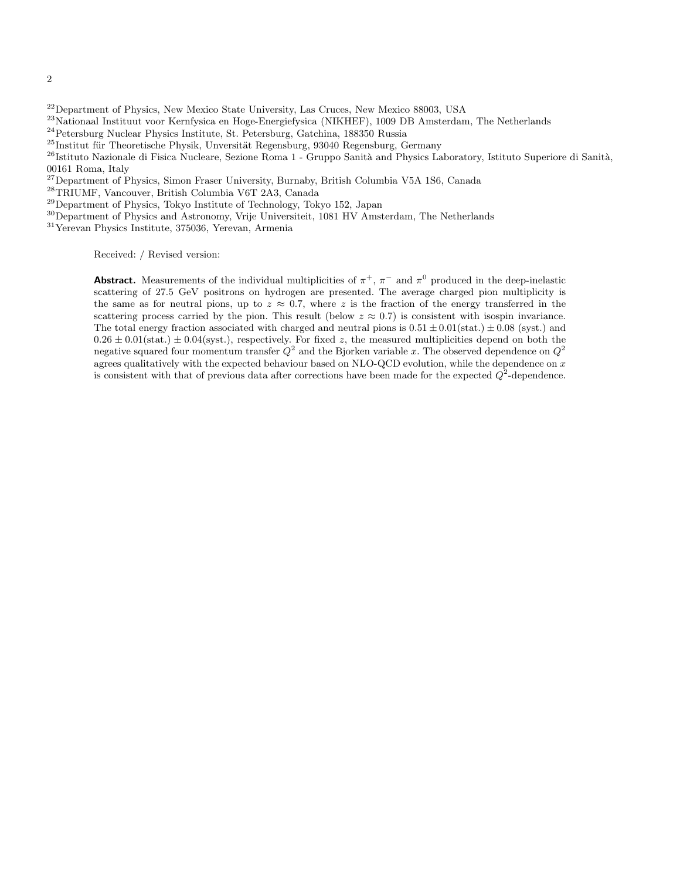[22]Department of Physics, New Mexico State University, Las Cruces, New Mexico 88003, USA
[23]Nationaal Instituut voor Kernfysica en Hoge-Energiefysica (NIKHEF), 1009 DB Amsterdam, The Netherlands
[24]Petersburg Nuclear Physics Institute, St. Petersburg, Gatchina, 188350 Russia
[25]Institut für Theoretische Physik, Unversität Regensburg, 93040 Regensburg, Germany
[26]Istituto Nazionale di Fisica Nucleare, Sezione Roma 1 - Gruppo Sanità and Physics Laboratory, Istituto Superiore di Sanità, 00161 Roma, Italy
[27]Department of Physics, Simon Fraser University, Burnaby, British Columbia V5A 1S6, Canada
[28]TRIUMF, Vancouver, British Columbia V6T 2A3, Canada
[29]Department of Physics, Tokyo Institute of Technology, Tokyo 152, Japan
[30]Department of Physics and Astronomy, Vrije Universiteit, 1081 HV Amsterdam, The Netherlands
[31]Yerevan Physics Institute, 375036, Yerevan, Armenia

Received: / Revised version:

**Abstract.** Measurements of the individual multiplicities of $\pi^+$, $\pi^-$ and $\pi^0$ produced in the deep-inelastic scattering of 27.5 GeV positrons on hydrogen are presented. The average charged pion multiplicity is the same as for neutral pions, up to $z \approx 0.7$, where $z$ is the fraction of the energy transferred in the scattering process carried by the pion. This result (below $z \approx 0.7$) is consistent with isospin invariance. The total energy fraction associated with charged and neutral pions is $0.51 \pm 0.01(\text{stat.}) \pm 0.08$ (syst.) and $0.26 \pm 0.01(\text{stat.}) \pm 0.04(\text{syst.})$, respectively. For fixed $z$, the measured multiplicities depend on both the negative squared four momentum transfer $Q^2$ and the Bjorken variable $x$. The observed dependence on $Q^2$ agrees qualitatively with the expected behaviour based on NLO-QCD evolution, while the dependence on $x$ is consistent with that of previous data after corrections have been made for the expected $Q^2$-dependence.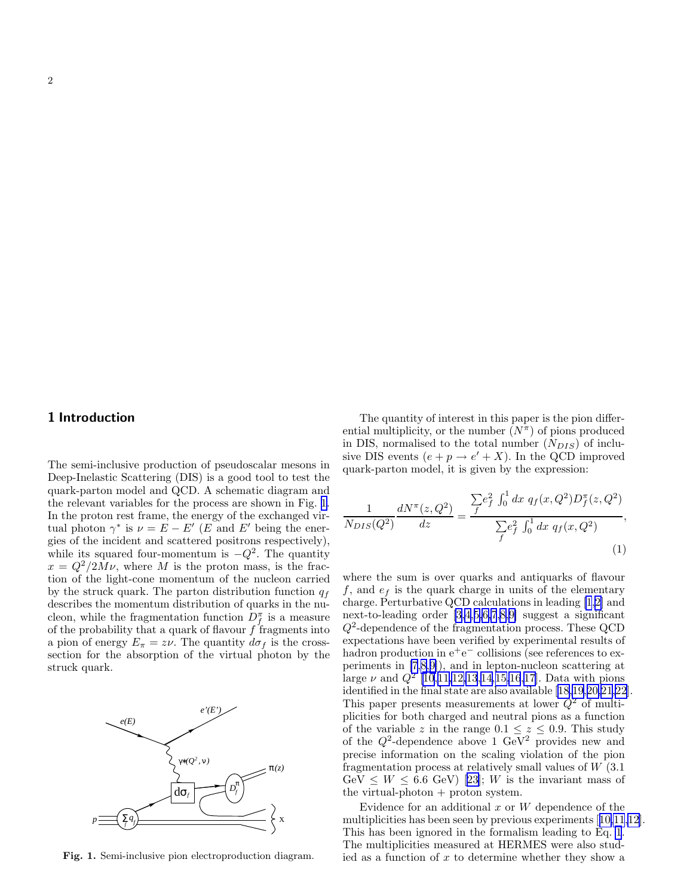## 1 Introduction

The semi-inclusive production of pseudoscalar mesons in Deep-Inelastic Scattering (DIS) is a good tool to test the quark-parton model and QCD. A schematic diagram and the relevant variables for the process are shown in Fig. 1. In the proton rest frame, the energy of the exchanged virtual photon $\gamma^*$ is $\nu = E - E'$ ($E$ and $E'$ being the energies of the incident and scattered positrons respectively), while its squared four-momentum is $-Q^2$. The quantity $x = Q^2/2M\nu$, where $M$ is the proton mass, is the fraction of the light-cone momentum of the nucleon carried by the struck quark. The parton distribution function $q_f$ describes the momentum distribution of quarks in the nucleon, while the fragmentation function $D_f^\pi$ is a measure of the probability that a quark of flavour $f$ fragments into a pion of energy $E_\pi = z\nu$. The quantity $d\sigma_f$ is the cross-section for the absorption of the virtual photon by the struck quark.

**Fig. 1.** Semi-inclusive pion electroproduction diagram.

The quantity of interest in this paper is the pion differential multiplicity, or the number ($N^\pi$) of pions produced in DIS, normalised to the total number ($N_{DIS}$) of inclusive DIS events ($e + p \rightarrow e' + X$). In the QCD improved quark-parton model, it is given by the expression:

$$\frac{1}{N_{DIS}(Q^2)} \frac{dN^\pi(z, Q^2)}{dz} = \frac{\sum_f e_f^2 \int_0^1 dx\ q_f(x, Q^2) D_f^\pi(z, Q^2)}{\sum_f e_f^2 \int_0^1 dx\ q_f(x, Q^2)}, \tag{1}$$

where the sum is over quarks and antiquarks of flavour $f$, and $e_f$ is the quark charge in units of the elementary charge. Perturbative QCD calculations in leading [1,2] and next-to-leading order [3,4,5,6,7,8,9] suggest a significant $Q^2$-dependence of the fragmentation process. These QCD expectations have been verified by experimental results of hadron production in $e^+e^-$ collisions (see references to experiments in [7,8,9]), and in lepton-nucleon scattering at large $\nu$ and $Q^2$ [10,11,12,13,14,15,16,17]. Data with pions identified in the final state are also available [18,19,20,21,22]. This paper presents measurements at lower $Q^2$ of multiplicities for both charged and neutral pions as a function of the variable $z$ in the range $0.1 \leq z \leq 0.9$. This study of the $Q^2$-dependence above 1 GeV$^2$ provides new and precise information on the scaling violation of the pion fragmentation process at relatively small values of $W$ (3.1 GeV $\leq W \leq$ 6.6 GeV) [23]; $W$ is the invariant mass of the virtual-photon + proton system.

Evidence for an additional $x$ or $W$ dependence of the multiplicities has been seen by previous experiments [10,11,12]. This has been ignored in the formalism leading to Eq. 1. The multiplicities measured at HERMES were also studied as a function of $x$ to determine whether they show a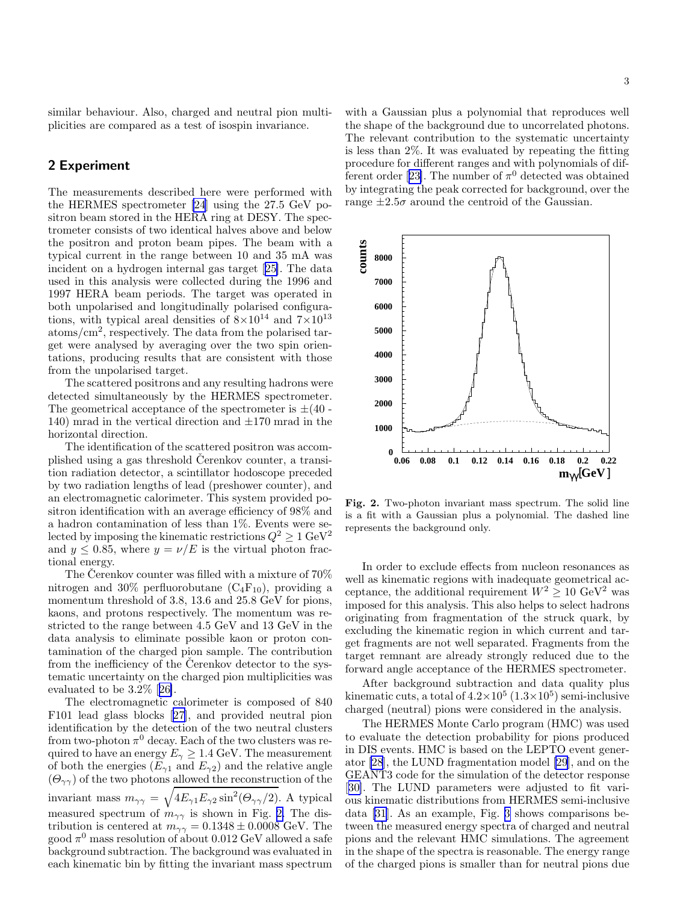similar behaviour. Also, charged and neutral pion multiplicities are compared as a test of isospin invariance.

## 2 Experiment

The measurements described here were performed with the HERMES spectrometer [24] using the 27.5 GeV positron beam stored in the HERA ring at DESY. The spectrometer consists of two identical halves above and below the positron and proton beam pipes. The beam with a typical current in the range between 10 and 35 mA was incident on a hydrogen internal gas target [25]. The data used in this analysis were collected during the 1996 and 1997 HERA beam periods. The target was operated in both unpolarised and longitudinally polarised configurations, with typical areal densities of $8\times10^{14}$ and $7\times10^{13}$ atoms/cm$^2$, respectively. The data from the polarised target were analysed by averaging over the two spin orientations, producing results that are consistent with those from the unpolarised target.

The scattered positrons and any resulting hadrons were detected simultaneously by the HERMES spectrometer. The geometrical acceptance of the spectrometer is $\pm$(40 - 140) mrad in the vertical direction and $\pm$170 mrad in the horizontal direction.

The identification of the scattered positron was accomplished using a gas threshold Čerenkov counter, a transition radiation detector, a scintillator hodoscope preceded by two radiation lengths of lead (preshower counter), and an electromagnetic calorimeter. This system provided positron identification with an average efficiency of 98% and a hadron contamination of less than 1%. Events were selected by imposing the kinematic restrictions $Q^2 \geq 1$ GeV$^2$ and $y \leq 0.85$, where $y = \nu/E$ is the virtual photon fractional energy.

The Čerenkov counter was filled with a mixture of 70% nitrogen and 30% perfluorobutane ($C_4F_{10}$), providing a momentum threshold of 3.8, 13.6 and 25.8 GeV for pions, kaons, and protons respectively. The momentum was restricted to the range between 4.5 GeV and 13 GeV in the data analysis to eliminate possible kaon or proton contamination of the charged pion sample. The contribution from the inefficiency of the Čerenkov detector to the systematic uncertainty on the charged pion multiplicities was evaluated to be 3.2% [26].

The electromagnetic calorimeter is composed of 840 F101 lead glass blocks [27], and provided neutral pion identification by the detection of the two neutral clusters from two-photon $\pi^0$ decay. Each of the two clusters was required to have an energy $E_\gamma \geq 1.4$ GeV. The measurement of both the energies ($E_{\gamma 1}$ and $E_{\gamma 2}$) and the relative angle ($\Theta_{\gamma\gamma}$) of the two photons allowed the reconstruction of the invariant mass $m_{\gamma\gamma} = \sqrt{4E_{\gamma 1}E_{\gamma 2}\sin^2(\Theta_{\gamma\gamma}/2)}$. A typical measured spectrum of $m_{\gamma\gamma}$ is shown in Fig. 2. The distribution is centered at $m_{\gamma\gamma} = 0.1348 \pm 0.0008$ GeV. The good $\pi^0$ mass resolution of about 0.012 GeV allowed a safe background subtraction. The background was evaluated in each kinematic bin by fitting the invariant mass spectrum with a Gaussian plus a polynomial that reproduces well the shape of the background due to uncorrelated photons. The relevant contribution to the systematic uncertainty is less than 2%. It was evaluated by repeating the fitting procedure for different ranges and with polynomials of different order [23]. The number of $\pi^0$ detected was obtained by integrating the peak corrected for background, over the range $\pm 2.5\sigma$ around the centroid of the Gaussian.

**Fig. 2.** Two-photon invariant mass spectrum. The solid line is a fit with a Gaussian plus a polynomial. The dashed line represents the background only.

In order to exclude effects from nucleon resonances as well as kinematic regions with inadequate geometrical acceptance, the additional requirement $W^2 \geq 10$ GeV$^2$ was imposed for this analysis. This also helps to select hadrons originating from fragmentation of the struck quark, by excluding the kinematic region in which current and target fragments are not well separated. Fragments from the target remnant are already strongly reduced due to the forward angle acceptance of the HERMES spectrometer.

After background subtraction and data quality plus kinematic cuts, a total of $4.2\times10^5$ ($1.3\times10^5$) semi-inclusive charged (neutral) pions were considered in the analysis.

The HERMES Monte Carlo program (HMC) was used to evaluate the detection probability for pions produced in DIS events. HMC is based on the LEPTO event generator [28], the LUND fragmentation model [29], and on the GEANT3 code for the simulation of the detector response [30]. The LUND parameters were adjusted to fit various kinematic distributions from HERMES semi-inclusive data [31]. As an example, Fig. 3 shows comparisons between the measured energy spectra of charged and neutral pions and the relevant HMC simulations. The agreement in the shape of the spectra is reasonable. The energy range of the charged pions is smaller than for neutral pions due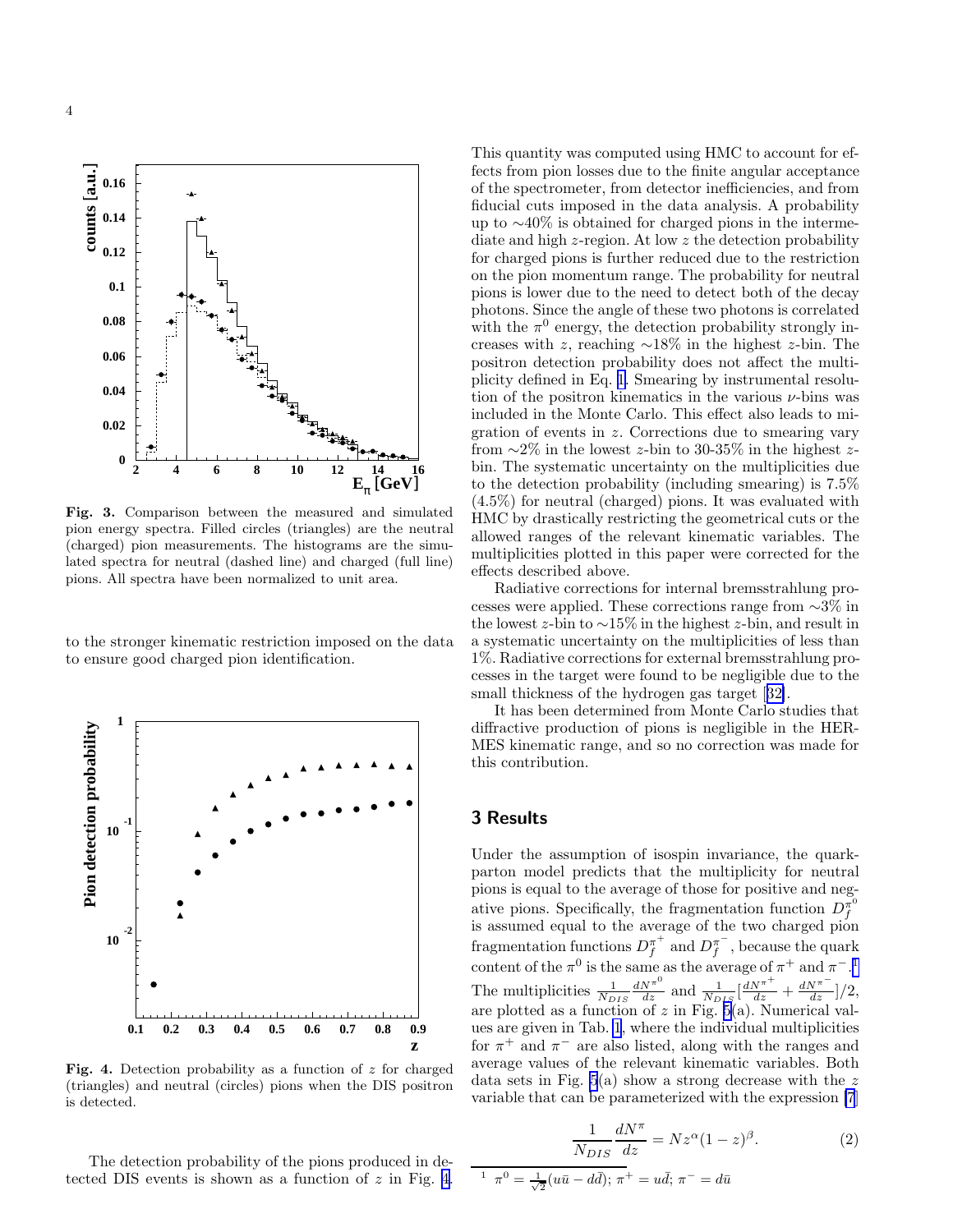**Fig. 3.** Comparison between the measured and simulated pion energy spectra. Filled circles (triangles) are the neutral (charged) pion measurements. The histograms are the simulated spectra for neutral (dashed line) and charged (full line) pions. All spectra have been normalized to unit area.

to the stronger kinematic restriction imposed on the data to ensure good charged pion identification.

**Fig. 4.** Detection probability as a function of $z$ for charged (triangles) and neutral (circles) pions when the DIS positron is detected.

The detection probability of the pions produced in detected DIS events is shown as a function of $z$ in Fig. 4. This quantity was computed using HMC to account for effects from pion losses due to the finite angular acceptance of the spectrometer, from detector inefficiencies, and from fiducial cuts imposed in the data analysis. A probability up to ∼40% is obtained for charged pions in the intermediate and high $z$-region. At low $z$ the detection probability for charged pions is further reduced due to the restriction on the pion momentum range. The probability for neutral pions is lower due to the need to detect both of the decay photons. Since the angle of these two photons is correlated with the $\pi^0$ energy, the detection probability strongly increases with $z$, reaching ∼18% in the highest $z$-bin. The positron detection probability does not affect the multiplicity defined in Eq. 1. Smearing by instrumental resolution of the positron kinematics in the various $\nu$-bins was included in the Monte Carlo. This effect also leads to migration of events in $z$. Corrections due to smearing vary from ∼2% in the lowest $z$-bin to 30-35% in the highest $z$-bin. The systematic uncertainty on the multiplicities due to the detection probability (including smearing) is 7.5% (4.5%) for neutral (charged) pions. It was evaluated with HMC by drastically restricting the geometrical cuts or the allowed ranges of the relevant kinematic variables. The multiplicities plotted in this paper were corrected for the effects described above.

Radiative corrections for internal bremsstrahlung processes were applied. These corrections range from ∼3% in the lowest $z$-bin to ∼15% in the highest $z$-bin, and result in a systematic uncertainty on the multiplicities of less than 1%. Radiative corrections for external bremsstrahlung processes in the target were found to be negligible due to the small thickness of the hydrogen gas target [32].

It has been determined from Monte Carlo studies that diffractive production of pions is negligible in the HERMES kinematic range, and so no correction was made for this contribution.

## 3 Results

Under the assumption of isospin invariance, the quark-parton model predicts that the multiplicity for neutral pions is equal to the average of those for positive and negative pions. Specifically, the fragmentation function $D_f^{\pi^0}$ is assumed equal to the average of the two charged pion fragmentation functions $D_f^{\pi^+}$ and $D_f^{\pi^-}$, because the quark content of the $\pi^0$ is the same as the average of $\pi^+$ and $\pi^-$.[1] The multiplicities $\frac{1}{N_{DIS}}\frac{dN^{\pi^0}}{dz}$ and $\frac{1}{N_{DIS}}[\frac{dN^{\pi^+}}{dz}+\frac{dN^{\pi^-}}{dz}]/2$, are plotted as a function of $z$ in Fig. 5(a). Numerical values are given in Tab. 1, where the individual multiplicities for $\pi^+$ and $\pi^-$ are also listed, along with the ranges and average values of the relevant kinematic variables. Both data sets in Fig. 5(a) show a strong decrease with the $z$ variable that can be parameterized with the expression [7]

$$\frac{1}{N_{DIS}}\frac{dN^{\pi}}{dz} = N z^{\alpha}(1-z)^{\beta}. \qquad (2)$$

[1] $\pi^0 = \frac{1}{\sqrt{2}}(u\bar{u} - d\bar{d})$; $\pi^+ = u\bar{d}$; $\pi^- = d\bar{u}$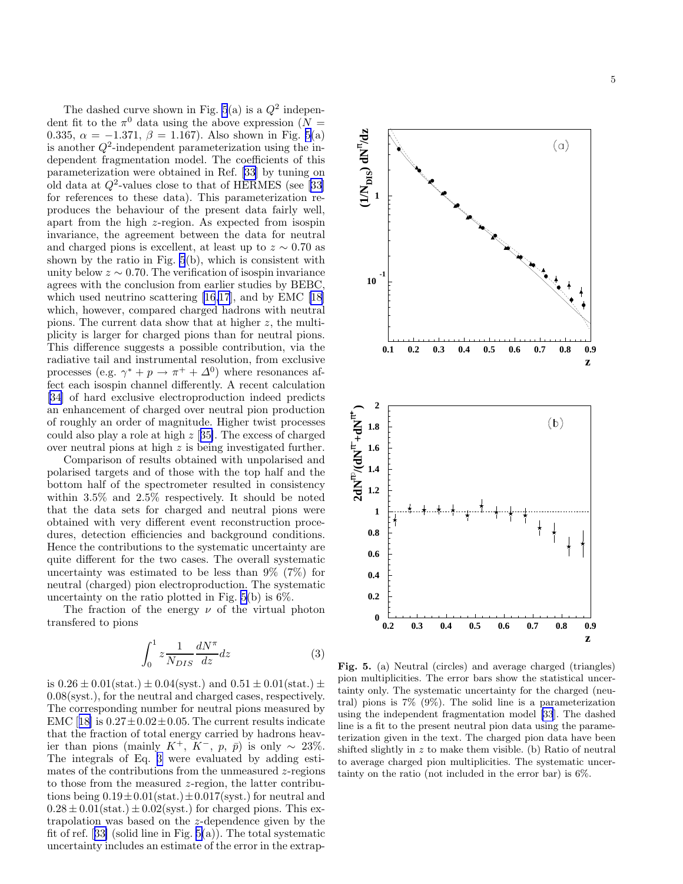The dashed curve shown in Fig. 5(a) is a $Q^2$ independent fit to the $\pi^0$ data using the above expression ($N = 0.335$, $\alpha = -1.371$, $\beta = 1.167$). Also shown in Fig. 5(a) is another $Q^2$-independent parameterization using the independent fragmentation model. The coefficients of this parameterization were obtained in Ref. [33] by tuning on old data at $Q^2$-values close to that of HERMES (see [33] for references to these data). This parameterization reproduces the behaviour of the present data fairly well, apart from the high $z$-region. As expected from isospin invariance, the agreement between the data for neutral and charged pions is excellent, at least up to $z \sim 0.70$ as shown by the ratio in Fig. 5(b), which is consistent with unity below $z \sim 0.70$. The verification of isospin invariance agrees with the conclusion from earlier studies by BEBC, which used neutrino scattering [16,17], and by EMC [18] which, however, compared charged hadrons with neutral pions. The current data show that at higher $z$, the multiplicity is larger for charged pions than for neutral pions. This difference suggests a possible contribution, via the radiative tail and instrumental resolution, from exclusive processes (e.g. $\gamma^* + p \rightarrow \pi^+ + \Delta^0$) where resonances affect each isospin channel differently. A recent calculation [34] of hard exclusive electroproduction indeed predicts an enhancement of charged over neutral pion production of roughly an order of magnitude. Higher twist processes could also play a role at high $z$ [35]. The excess of charged over neutral pions at high $z$ is being investigated further.

Comparison of results obtained with unpolarised and polarised targets and of those with the top half and the bottom half of the spectrometer resulted in consistency within 3.5% and 2.5% respectively. It should be noted that the data sets for charged and neutral pions were obtained with very different event reconstruction procedures, detection efficiencies and background conditions. Hence the contributions to the systematic uncertainty are quite different for the two cases. The overall systematic uncertainty was estimated to be less than 9% (7%) for neutral (charged) pion electroproduction. The systematic uncertainty on the ratio plotted in Fig. 5(b) is 6%.

The fraction of the energy $\nu$ of the virtual photon transfered to pions

$$\int_0^1 z \frac{1}{N_{DIS}} \frac{dN^\pi}{dz} dz \qquad (3)$$

is $0.26 \pm 0.01(\text{stat.}) \pm 0.04(\text{syst.})$ and $0.51 \pm 0.01(\text{stat.}) \pm 0.08(\text{syst.})$, for the neutral and charged cases, respectively. The corresponding number for neutral pions measured by EMC [18] is $0.27 \pm 0.02 \pm 0.05$. The current results indicate that the fraction of total energy carried by hadrons heavier than pions (mainly $K^+$, $K^-$, $p$, $\bar{p}$) is only $\sim 23\%$. The integrals of Eq. 3 were evaluated by adding estimates of the contributions from the unmeasured $z$-regions to those from the measured $z$-region, the latter contributions being $0.19 \pm 0.01(\text{stat.}) \pm 0.017(\text{syst.})$ for neutral and $0.28 \pm 0.01(\text{stat.}) \pm 0.02(\text{syst.})$ for charged pions. This extrapolation was based on the $z$-dependence given by the fit of ref. [33] (solid line in Fig. 5(a)). The total systematic uncertainty includes an estimate of the error in the extrap-

**Fig. 5.** (a) Neutral (circles) and average charged (triangles) pion multiplicities. The error bars show the statistical uncertainty only. The systematic uncertainty for the charged (neutral) pions is 7% (9%). The solid line is a parameterization using the independent fragmentation model [33]. The dashed line is a fit to the present neutral pion data using the parameterization given in the text. The charged pion data have been shifted slightly in $z$ to make them visible. (b) Ratio of neutral to average charged pion multiplicities. The systematic uncertainty on the ratio (not included in the error bar) is 6%.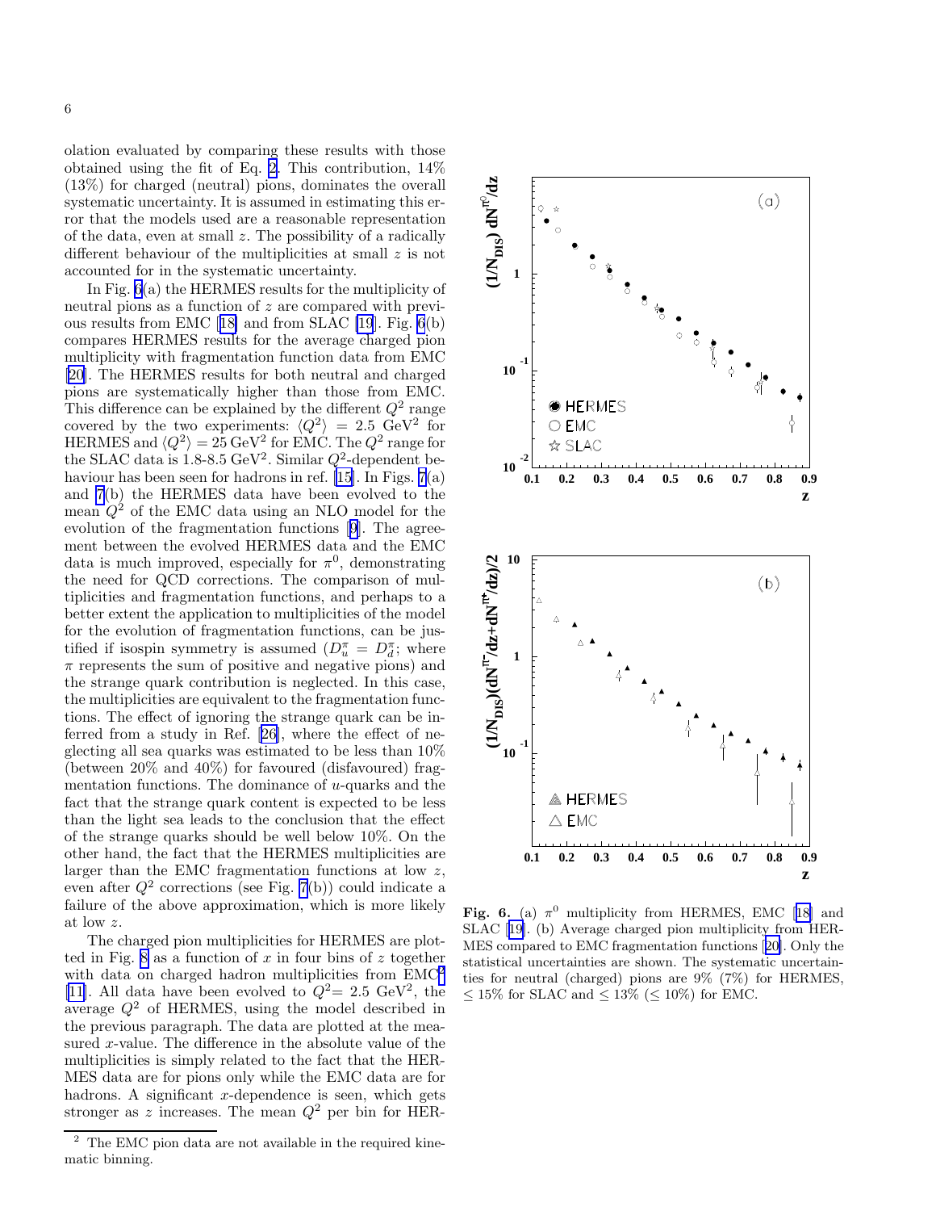olation evaluated by comparing these results with those obtained using the fit of Eq. 2. This contribution, 14% (13%) for charged (neutral) pions, dominates the overall systematic uncertainty. It is assumed in estimating this error that the models used are a reasonable representation of the data, even at small $z$. The possibility of a radically different behaviour of the multiplicities at small $z$ is not accounted for in the systematic uncertainty.

In Fig. 6(a) the HERMES results for the multiplicity of neutral pions as a function of $z$ are compared with previous results from EMC [18] and from SLAC [19]. Fig. 6(b) compares HERMES results for the average charged pion multiplicity with fragmentation function data from EMC [20]. The HERMES results for both neutral and charged pions are systematically higher than those from EMC. This difference can be explained by the different $Q^2$ range covered by the two experiments: $\langle Q^2 \rangle = 2.5$ GeV$^2$ for HERMES and $\langle Q^2 \rangle = 25$ GeV$^2$ for EMC. The $Q^2$ range for the SLAC data is 1.8-8.5 GeV$^2$. Similar $Q^2$-dependent behaviour has been seen for hadrons in ref. [15]. In Figs. 7(a) and 7(b) the HERMES data have been evolved to the mean $Q^2$ of the EMC data using an NLO model for the evolution of the fragmentation functions [9]. The agreement between the evolved HERMES data and the EMC data is much improved, especially for $\pi^0$, demonstrating the need for QCD corrections. The comparison of multiplicities and fragmentation functions, and perhaps to a better extent the application to multiplicities of the model for the evolution of fragmentation functions, can be justified if isospin symmetry is assumed ($D_u^\pi = D_d^\pi$; where $\pi$ represents the sum of positive and negative pions) and the strange quark contribution is neglected. In this case, the multiplicities are equivalent to the fragmentation functions. The effect of ignoring the strange quark can be inferred from a study in Ref. [26], where the effect of neglecting all sea quarks was estimated to be less than 10% (between 20% and 40%) for favoured (disfavoured) fragmentation functions. The dominance of $u$-quarks and the fact that the strange quark content is expected to be less than the light sea leads to the conclusion that the effect of the strange quarks should be well below 10%. On the other hand, the fact that the HERMES multiplicities are larger than the EMC fragmentation functions at low $z$, even after $Q^2$ corrections (see Fig. 7(b)) could indicate a failure of the above approximation, which is more likely at low $z$.

The charged pion multiplicities for HERMES are plotted in Fig. 8 as a function of $x$ in four bins of $z$ together with data on charged hadron multiplicities from EMC[2] [11]. All data have been evolved to $Q^2$= 2.5 GeV$^2$, the average $Q^2$ of HERMES, using the model described in the previous paragraph. The data are plotted at the measured $x$-value. The difference in the absolute value of the multiplicities is simply related to the fact that the HERMES data are for pions only while the EMC data are for hadrons. A significant $x$-dependence is seen, which gets stronger as $z$ increases. The mean $Q^2$ per bin for HER-

[2] The EMC pion data are not available in the required kinematic binning.

**Fig. 6.** (a) $\pi^0$ multiplicity from HERMES, EMC [18] and SLAC [19]. (b) Average charged pion multiplicity from HERMES compared to EMC fragmentation functions [20]. Only the statistical uncertainties are shown. The systematic uncertainties for neutral (charged) pions are 9% (7%) for HERMES, $\leq 15\%$ for SLAC and $\leq 13\%$ ($\leq 10\%$) for EMC.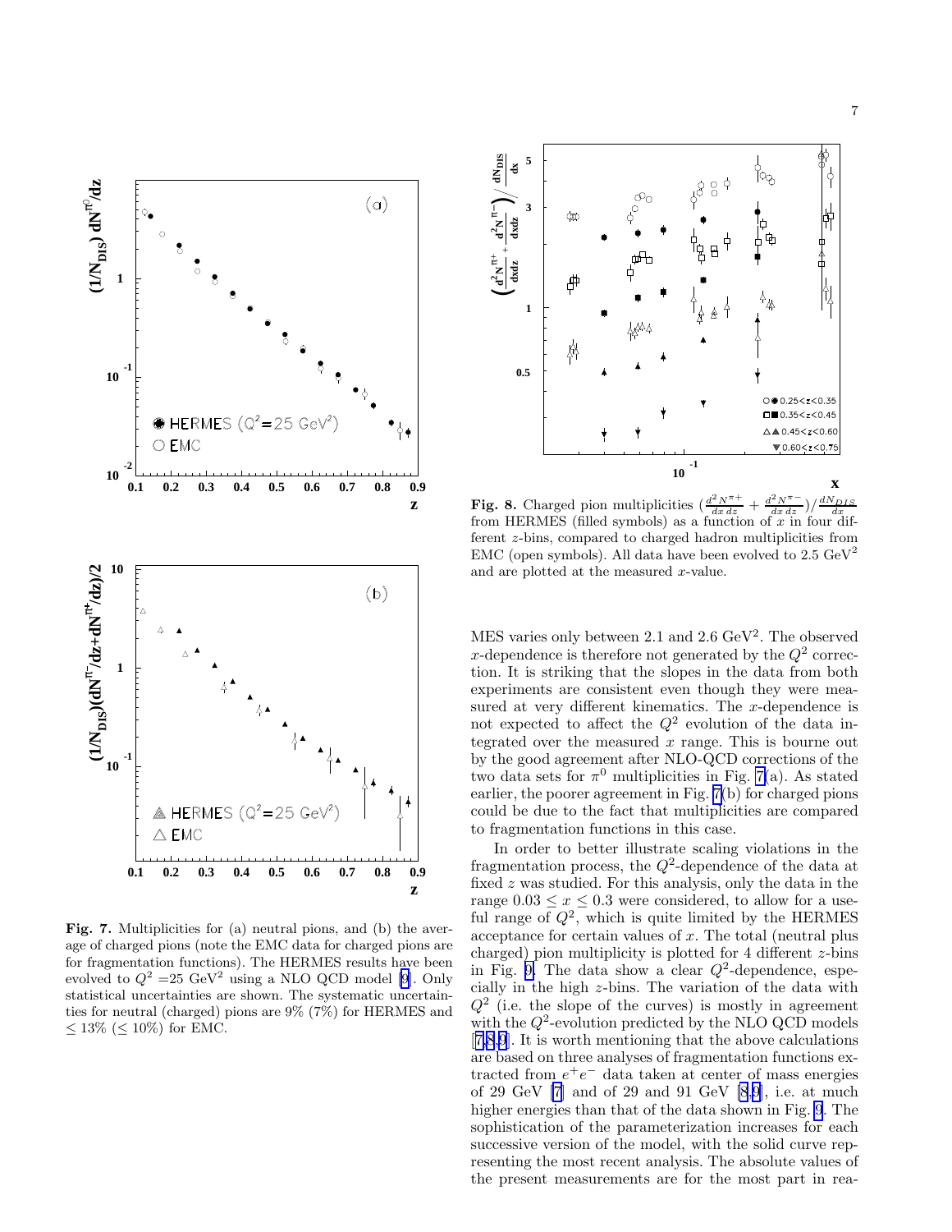**Fig. 7.** Multiplicities for (a) neutral pions, and (b) the average of charged pions (note the EMC data for charged pions are for fragmentation functions). The HERMES results have been evolved to $Q^2$ =25 GeV$^2$ using a NLO QCD model [9]. Only statistical uncertainties are shown. The systematic uncertainties for neutral (charged) pions are 9% (7%) for HERMES and $\leq$ 13% ($\leq$ 10%) for EMC.

**Fig. 8.** Charged pion multiplicities $(\frac{d^2N^{\pi+}}{dx\,dz} + \frac{d^2N^{\pi-}}{dx\,dz})/\frac{dN_{DIS}}{dx}$ from HERMES (filled symbols) as a function of $x$ in four different $z$-bins, compared to charged hadron multiplicities from EMC (open symbols). All data have been evolved to 2.5 GeV$^2$ and are plotted at the measured $x$-value.

MES varies only between 2.1 and 2.6 GeV$^2$. The observed $x$-dependence is therefore not generated by the $Q^2$ correction. It is striking that the slopes in the data from both experiments are consistent even though they were measured at very different kinematics. The $x$-dependence is not expected to affect the $Q^2$ evolution of the data integrated over the measured $x$ range. This is bourne out by the good agreement after NLO-QCD corrections of the two data sets for $\pi^0$ multiplicities in Fig. 7(a). As stated earlier, the poorer agreement in Fig. 7(b) for charged pions could be due to the fact that multiplicities are compared to fragmentation functions in this case.

In order to better illustrate scaling violations in the fragmentation process, the $Q^2$-dependence of the data at fixed $z$ was studied. For this analysis, only the data in the range $0.03 \leq x \leq 0.3$ were considered, to allow for a useful range of $Q^2$, which is quite limited by the HERMES acceptance for certain values of $x$. The total (neutral plus charged) pion multiplicity is plotted for 4 different $z$-bins in Fig. 9. The data show a clear $Q^2$-dependence, especially in the high $z$-bins. The variation of the data with $Q^2$ (i.e. the slope of the curves) is mostly in agreement with the $Q^2$-evolution predicted by the NLO QCD models [7,8,9]. It is worth mentioning that the above calculations are based on three analyses of fragmentation functions extracted from $e^+e^-$ data taken at center of mass energies of 29 GeV [7] and of 29 and 91 GeV [8,9], i.e. at much higher energies than that of the data shown in Fig. 9. The sophistication of the parameterization increases for each successive version of the model, with the solid curve representing the most recent analysis. The absolute values of the present measurements are for the most part in rea-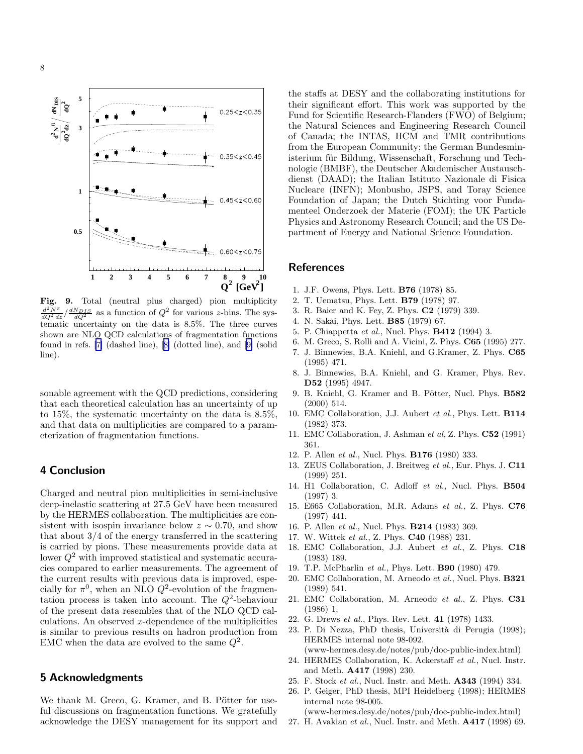Fig. 9. Total (neutral plus charged) pion multiplicity $\frac{d^2N^{\pi}}{dQ^2\,dz}/\frac{dN_{DIS}}{dQ^2}$ as a function of $Q^2$ for various $z$-bins. The systematic uncertainty on the data is 8.5%. The three curves shown are NLO QCD calculations of fragmentation functions found in refs. [7] (dashed line), [8] (dotted line), and [9] (solid line).

sonable agreement with the QCD predictions, considering that each theoretical calculation has an uncertainty of up to 15%, the systematic uncertainty on the data is 8.5%, and that data on multiplicities are compared to a parameterization of fragmentation functions.

## 4 Conclusion

Charged and neutral pion multiplicities in semi-inclusive deep-inelastic scattering at 27.5 GeV have been measured by the HERMES collaboration. The multiplicities are consistent with isospin invariance below $z \sim 0.70$, and show that about 3/4 of the energy transferred in the scattering is carried by pions. These measurements provide data at lower $Q^2$ with improved statistical and systematic accuracies compared to earlier measurements. The agreement of the current results with previous data is improved, especially for $\pi^0$, when an NLO $Q^2$-evolution of the fragmentation process is taken into account. The $Q^2$-behaviour of the present data resembles that of the NLO QCD calculations. An observed $x$-dependence of the multiplicities is similar to previous results on hadron production from EMC when the data are evolved to the same $Q^2$.

## 5 Acknowledgments

We thank M. Greco, G. Kramer, and B. Pötter for useful discussions on fragmentation functions. We gratefully acknowledge the DESY management for its support and the staffs at DESY and the collaborating institutions for their significant effort. This work was supported by the Fund for Scientific Research-Flanders (FWO) of Belgium; the Natural Sciences and Engineering Research Council of Canada; the INTAS, HCM and TMR contributions from the European Community; the German Bundesministerium für Bildung, Wissenschaft, Forschung und Technologie (BMBF), the Deutscher Akademischer Austauschdienst (DAAD); the Italian Istituto Nazionale di Fisica Nucleare (INFN); Monbusho, JSPS, and Toray Science Foundation of Japan; the Dutch Stichting voor Fundamenteel Onderzoek der Materie (FOM); the UK Particle Physics and Astronomy Research Council; and the US Department of Energy and National Science Foundation.

## References

1. J.F. Owens, Phys. Lett. **B76** (1978) 85.
2. T. Uematsu, Phys. Lett. **B79** (1978) 97.
3. R. Baier and K. Fey, Z. Phys. **C2** (1979) 339.
4. N. Sakai, Phys. Lett. **B85** (1979) 67.
5. P. Chiappetta *et al.*, Nucl. Phys. **B412** (1994) 3.
6. M. Greco, S. Rolli and A. Vicini, Z. Phys. **C65** (1995) 277.
7. J. Binnewies, B.A. Kniehl, and G.Kramer, Z. Phys. **C65** (1995) 471.
8. J. Binnewies, B.A. Kniehl, and G. Kramer, Phys. Rev. **D52** (1995) 4947.
9. B. Kniehl, G. Kramer and B. Pötter, Nucl. Phys. **B582** (2000) 514.
10. EMC Collaboration, J.J. Aubert *et al.*, Phys. Lett. **B114** (1982) 373.
11. EMC Collaboration, J. Ashman *et al*, Z. Phys. **C52** (1991) 361.
12. P. Allen *et al.*, Nucl. Phys. **B176** (1980) 333.
13. ZEUS Collaboration, J. Breitweg *et al.*, Eur. Phys. J. **C11** (1999) 251.
14. H1 Collaboration, C. Adloff *et al.*, Nucl. Phys. **B504** (1997) 3.
15. E665 Collaboration, M.R. Adams *et al.*, Z. Phys. **C76** (1997) 441.
16. P. Allen *et al.*, Nucl. Phys. **B214** (1983) 369.
17. W. Wittek *et al.*, Z. Phys. **C40** (1988) 231.
18. EMC Collaboration, J.J. Aubert *et al.*, Z. Phys. **C18** (1983) 189.
19. T.P. McPharlin *et al.*, Phys. Lett. **B90** (1980) 479.
20. EMC Collaboration, M. Arneodo *et al.*, Nucl. Phys. **B321** (1989) 541.
21. EMC Collaboration, M. Arneodo *et al.*, Z. Phys. **C31** (1986) 1.
22. G. Drews *et al.*, Phys. Rev. Lett. **41** (1978) 1433.
23. P. Di Nezza, PhD thesis, Università di Perugia (1998); HERMES internal note 98-092. (www-hermes.desy.de/notes/pub/doc-public-index.html)
24. HERMES Collaboration, K. Ackerstaff *et al.*, Nucl. Instr. and Meth. **A417** (1998) 230.
25. F. Stock *et al.*, Nucl. Instr. and Meth. **A343** (1994) 334.
26. P. Geiger, PhD thesis, MPI Heidelberg (1998); HERMES internal note 98-005. (www-hermes.desy.de/notes/pub/doc-public-index.html)
27. H. Avakian *et al.*, Nucl. Instr. and Meth. **A417** (1998) 69.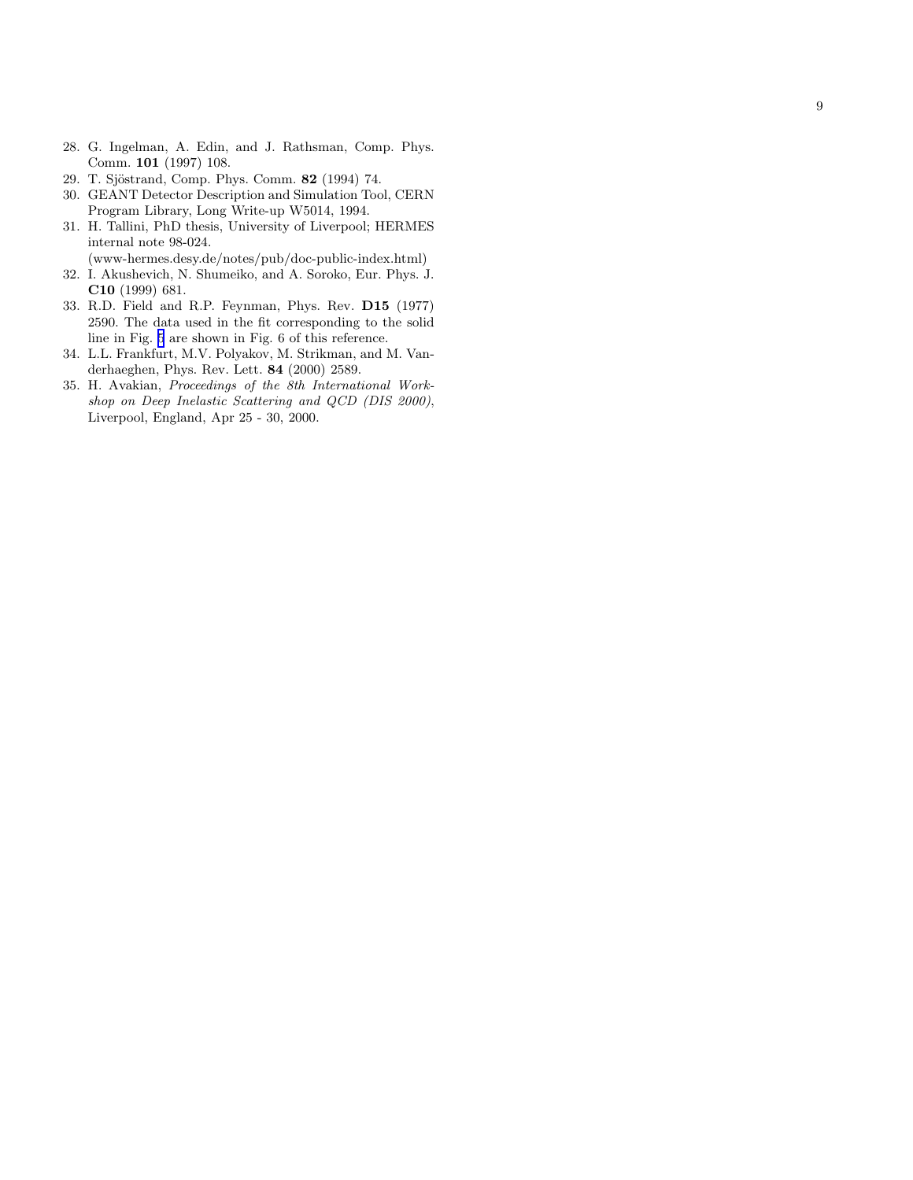28. G. Ingelman, A. Edin, and J. Rathsman, Comp. Phys. Comm. **101** (1997) 108.
29. T. Sjöstrand, Comp. Phys. Comm. **82** (1994) 74.
30. GEANT Detector Description and Simulation Tool, CERN Program Library, Long Write-up W5014, 1994.
31. H. Tallini, PhD thesis, University of Liverpool; HERMES internal note 98-024. (www-hermes.desy.de/notes/pub/doc-public-index.html)
32. I. Akushevich, N. Shumeiko, and A. Soroko, Eur. Phys. J. **C10** (1999) 681.
33. R.D. Field and R.P. Feynman, Phys. Rev. **D15** (1977) 2590. The data used in the fit corresponding to the solid line in Fig. 5 are shown in Fig. 6 of this reference.
34. L.L. Frankfurt, M.V. Polyakov, M. Strikman, and M. Vanderhaeghen, Phys. Rev. Lett. **84** (2000) 2589.
35. H. Avakian, *Proceedings of the 8th International Workshop on Deep Inelastic Scattering and QCD (DIS 2000)*, Liverpool, England, Apr 25 - 30, 2000.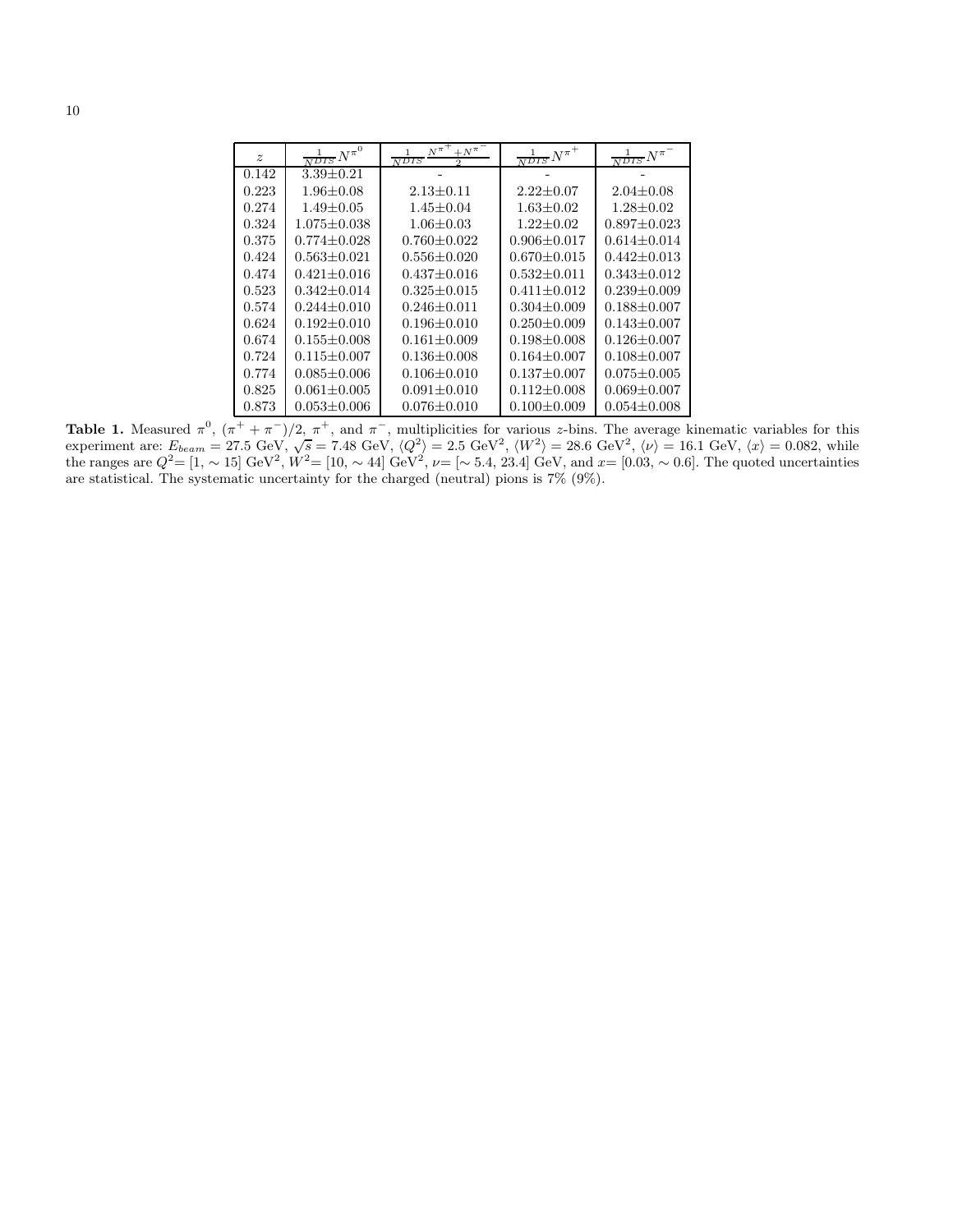| $z$ | $\frac{1}{N^{DIS}} N^{\pi^0}$ | $\frac{1}{N^{DIS}} \frac{N^{\pi^+}+N^{\pi^-}}{2}$ | $\frac{1}{N^{DIS}} N^{\pi^+}$ | $\frac{1}{N^{DIS}} N^{\pi^-}$ |
|---|---|---|---|---|
| 0.142 | 3.39±0.21 | - | - | - |
| 0.223 | 1.96±0.08 | 2.13±0.11 | 2.22±0.07 | 2.04±0.08 |
| 0.274 | 1.49±0.05 | 1.45±0.04 | 1.63±0.02 | 1.28±0.02 |
| 0.324 | 1.075±0.038 | 1.06±0.03 | 1.22±0.02 | 0.897±0.023 |
| 0.375 | 0.774±0.028 | 0.760±0.022 | 0.906±0.017 | 0.614±0.014 |
| 0.424 | 0.563±0.021 | 0.556±0.020 | 0.670±0.015 | 0.442±0.013 |
| 0.474 | 0.421±0.016 | 0.437±0.016 | 0.532±0.011 | 0.343±0.012 |
| 0.523 | 0.342±0.014 | 0.325±0.015 | 0.411±0.012 | 0.239±0.009 |
| 0.574 | 0.244±0.010 | 0.246±0.011 | 0.304±0.009 | 0.188±0.007 |
| 0.624 | 0.192±0.010 | 0.196±0.010 | 0.250±0.009 | 0.143±0.007 |
| 0.674 | 0.155±0.008 | 0.161±0.009 | 0.198±0.008 | 0.126±0.007 |
| 0.724 | 0.115±0.007 | 0.136±0.008 | 0.164±0.007 | 0.108±0.007 |
| 0.774 | 0.085±0.006 | 0.106±0.010 | 0.137±0.007 | 0.075±0.005 |
| 0.825 | 0.061±0.005 | 0.091±0.010 | 0.112±0.008 | 0.069±0.007 |
| 0.873 | 0.053±0.006 | 0.076±0.010 | 0.100±0.009 | 0.054±0.008 |

**Table 1.** Measured $\pi^0$, $(\pi^+ + \pi^-)/2$, $\pi^+$, and $\pi^-$, multiplicities for various $z$-bins. The average kinematic variables for this experiment are: $E_{beam} = 27.5$ GeV, $\sqrt{s} = 7.48$ GeV, $\langle Q^2 \rangle = 2.5$ GeV$^2$, $\langle W^2 \rangle = 28.6$ GeV$^2$, $\langle \nu \rangle = 16.1$ GeV, $\langle x \rangle = 0.082$, while the ranges are $Q^2$= [1, ∼ 15] GeV$^2$, $W^2$= [10, ∼ 44] GeV$^2$, $\nu$= [∼ 5.4, 23.4] GeV, and $x$= [0.03, ∼ 0.6]. The quoted uncertainties are statistical. The systematic uncertainty for the charged (neutral) pions is 7% (9%).